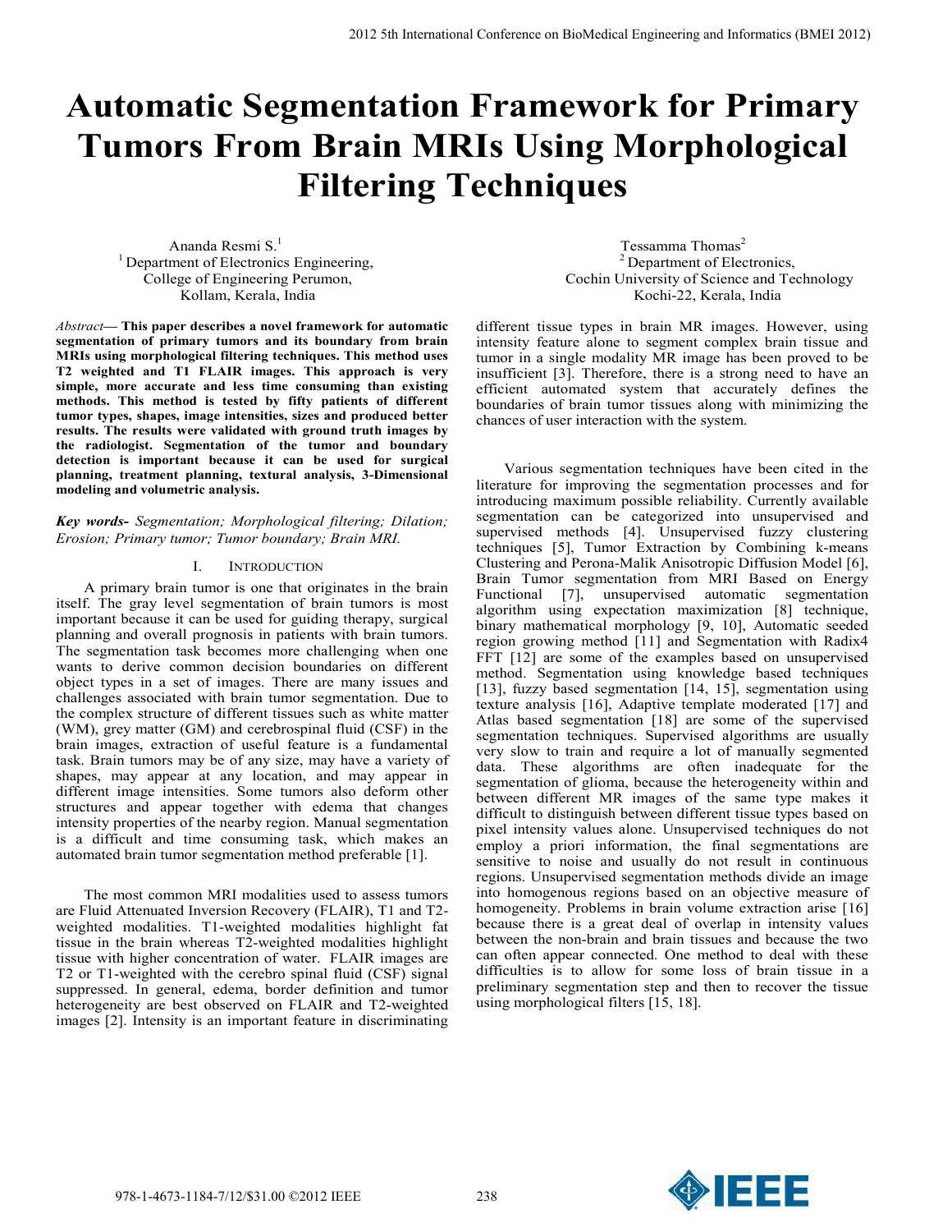# Automatic Segmentation Framework for Primary Tumors From Brain MRIs Using Morphological Filtering Techniques

Ananda Resmi S.[1]
[1] Department of Electronics Engineering,
College of Engineering Perumon,
Kollam, Kerala, India

Tessamma Thomas[2]
[2] Department of Electronics,
Cochin University of Science and Technology
Kochi-22, Kerala, India

*Abstract*— **This paper describes a novel framework for automatic segmentation of primary tumors and its boundary from brain MRIs using morphological filtering techniques. This method uses T2 weighted and T1 FLAIR images. This approach is very simple, more accurate and less time consuming than existing methods. This method is tested by fifty patients of different tumor types, shapes, image intensities, sizes and produced better results. The results were validated with ground truth images by the radiologist. Segmentation of the tumor and boundary detection is important because it can be used for surgical planning, treatment planning, textural analysis, 3-Dimensional modeling and volumetric analysis.**

***Key words-*** *Segmentation; Morphological filtering; Dilation; Erosion; Primary tumor; Tumor boundary; Brain MRI.*

## I. Introduction

A primary brain tumor is one that originates in the brain itself. The gray level segmentation of brain tumors is most important because it can be used for guiding therapy, surgical planning and overall prognosis in patients with brain tumors. The segmentation task becomes more challenging when one wants to derive common decision boundaries on different object types in a set of images. There are many issues and challenges associated with brain tumor segmentation. Due to the complex structure of different tissues such as white matter (WM), grey matter (GM) and cerebrospinal fluid (CSF) in the brain images, extraction of useful feature is a fundamental task. Brain tumors may be of any size, may have a variety of shapes, may appear at any location, and may appear in different image intensities. Some tumors also deform other structures and appear together with edema that changes intensity properties of the nearby region. Manual segmentation is a difficult and time consuming task, which makes an automated brain tumor segmentation method preferable [1].

The most common MRI modalities used to assess tumors are Fluid Attenuated Inversion Recovery (FLAIR), T1 and T2-weighted modalities. T1-weighted modalities highlight fat tissue in the brain whereas T2-weighted modalities highlight tissue with higher concentration of water. FLAIR images are T2 or T1-weighted with the cerebro spinal fluid (CSF) signal suppressed. In general, edema, border definition and tumor heterogeneity are best observed on FLAIR and T2-weighted images [2]. Intensity is an important feature in discriminating different tissue types in brain MR images. However, using intensity feature alone to segment complex brain tissue and tumor in a single modality MR image has been proved to be insufficient [3]. Therefore, there is a strong need to have an efficient automated system that accurately defines the boundaries of brain tumor tissues along with minimizing the chances of user interaction with the system.

Various segmentation techniques have been cited in the literature for improving the segmentation processes and for introducing maximum possible reliability. Currently available segmentation can be categorized into unsupervised and supervised methods [4]. Unsupervised fuzzy clustering techniques [5], Tumor Extraction by Combining k-means Clustering and Perona-Malik Anisotropic Diffusion Model [6], Brain Tumor segmentation from MRI Based on Energy Functional [7], unsupervised automatic segmentation algorithm using expectation maximization [8] technique, binary mathematical morphology [9, 10], Automatic seeded region growing method [11] and Segmentation with Radix4 FFT [12] are some of the examples based on unsupervised method. Segmentation using knowledge based techniques [13], fuzzy based segmentation [14, 15], segmentation using texture analysis [16], Adaptive template moderated [17] and Atlas based segmentation [18] are some of the supervised segmentation techniques. Supervised algorithms are usually very slow to train and require a lot of manually segmented data. These algorithms are often inadequate for the segmentation of glioma, because the heterogeneity within and between different MR images of the same type makes it difficult to distinguish between different tissue types based on pixel intensity values alone. Unsupervised techniques do not employ a priori information, the final segmentations are sensitive to noise and usually do not result in continuous regions. Unsupervised segmentation methods divide an image into homogenous regions based on an objective measure of homogeneity. Problems in brain volume extraction arise [16] because there is a great deal of overlap in intensity values between the non-brain and brain tissues and because the two can often appear connected. One method to deal with these difficulties is to allow for some loss of brain tissue in a preliminary segmentation step and then to recover the tissue using morphological filters [15, 18].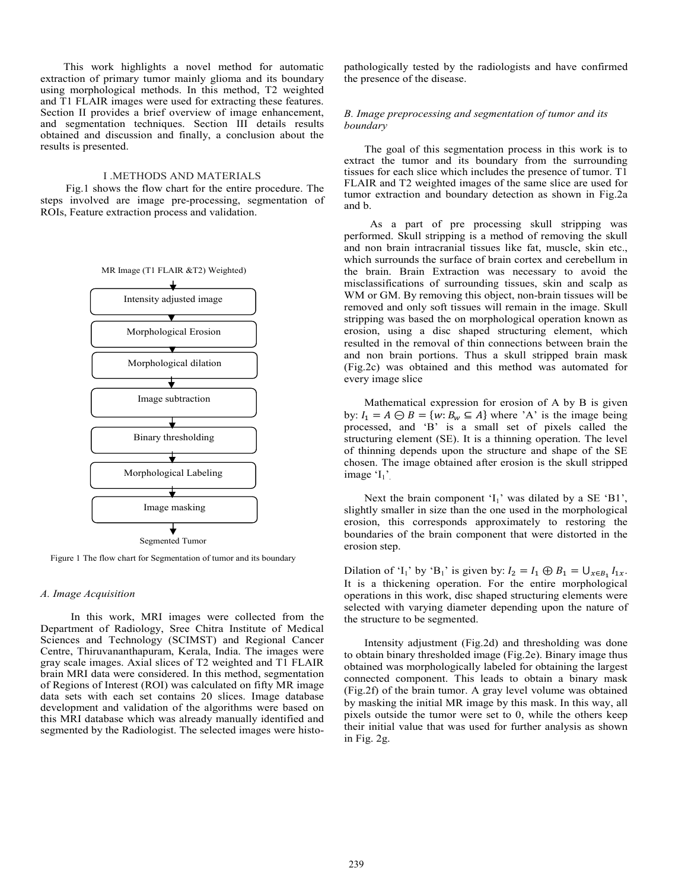This work highlights a novel method for automatic extraction of primary tumor mainly glioma and its boundary using morphological methods. In this method, T2 weighted and T1 FLAIR images were used for extracting these features. Section II provides a brief overview of image enhancement, and segmentation techniques. Section III details results obtained and discussion and finally, a conclusion about the results is presented.

## I .METHODS AND MATERIALS

Fig.1 shows the flow chart for the entire procedure. The steps involved are image pre-processing, segmentation of ROIs, Feature extraction process and validation.

MR Image (T1 FLAIR &T2) Weighted)

↓

Intensity adjusted image

↓

Morphological Erosion

↓

Morphological dilation

↓

Image subtraction

↓

Binary thresholding

↓

Morphological Labeling

↓

Image masking

↓

Segmented Tumor

Figure 1 The flow chart for Segmentation of tumor and its boundary

### *A. Image Acquisition*

In this work, MRI images were collected from the Department of Radiology, Sree Chitra Institute of Medical Sciences and Technology (SCIMST) and Regional Cancer Centre, Thiruvananthapuram, Kerala, India. The images were gray scale images. Axial slices of T2 weighted and T1 FLAIR brain MRI data were considered. In this method, segmentation of Regions of Interest (ROI) was calculated on fifty MR image data sets with each set contains 20 slices. Image database development and validation of the algorithms were based on this MRI database which was already manually identified and segmented by the Radiologist. The selected images were histo-pathologically tested by the radiologists and have confirmed the presence of the disease.

### *B. Image preprocessing and segmentation of tumor and its boundary*

The goal of this segmentation process in this work is to extract the tumor and its boundary from the surrounding tissues for each slice which includes the presence of tumor. T1 FLAIR and T2 weighted images of the same slice are used for tumor extraction and boundary detection as shown in Fig.2a and b.

As a part of pre processing skull stripping was performed. Skull stripping is a method of removing the skull and non brain intracranial tissues like fat, muscle, skin etc., which surrounds the surface of brain cortex and cerebellum in the brain. Brain Extraction was necessary to avoid the misclassifications of surrounding tissues, skin and scalp as WM or GM. By removing this object, non-brain tissues will be removed and only soft tissues will remain in the image. Skull stripping was based the on morphological operation known as erosion, using a disc shaped structuring element, which resulted in the removal of thin connections between brain the and non brain portions. Thus a skull stripped brain mask (Fig.2c) was obtained and this method was automated for every image slice

Mathematical expression for erosion of A by B is given by: $I_1 = A \ominus B = \{w: B_w \subseteq A\}$ where 'A' is the image being processed, and 'B' is a small set of pixels called the structuring element (SE). It is a thinning operation. The level of thinning depends upon the structure and shape of the SE chosen. The image obtained after erosion is the skull stripped image '$I_1$'.

Next the brain component '$I_1$' was dilated by a SE '$B1$', slightly smaller in size than the one used in the morphological erosion, this corresponds approximately to restoring the boundaries of the brain component that were distorted in the erosion step.

Dilation of '$I_1$' by '$B_1$' is given by: $I_2 = I_1 \oplus B_1 = \bigcup_{x \in B_1} I_{1x}$. It is a thickening operation. For the entire morphological operations in this work, disc shaped structuring elements were selected with varying diameter depending upon the nature of the structure to be segmented.

Intensity adjustment (Fig.2d) and thresholding was done to obtain binary thresholded image (Fig.2e). Binary image thus obtained was morphologically labeled for obtaining the largest connected component. This leads to obtain a binary mask (Fig.2f) of the brain tumor. A gray level volume was obtained by masking the initial MR image by this mask. In this way, all pixels outside the tumor were set to 0, while the others keep their initial value that was used for further analysis as shown in Fig. 2g.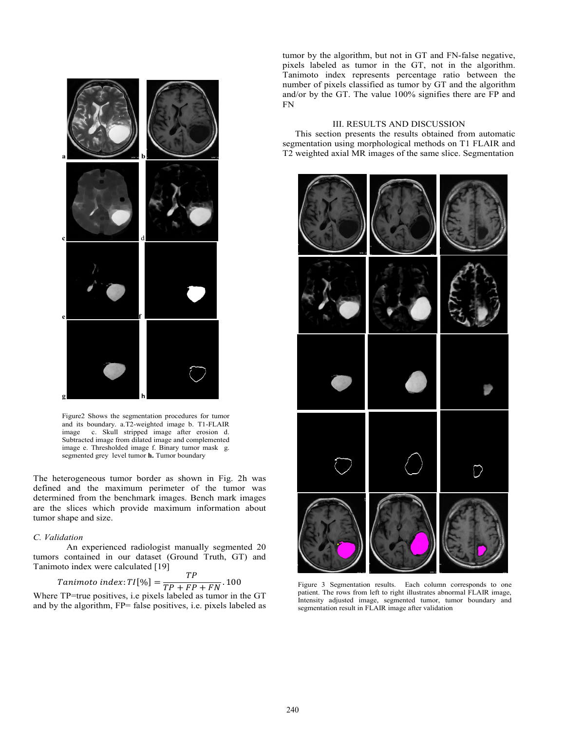Figure2 Shows the segmentation procedures for tumor and its boundary. a.T2-weighted image b. T1-FLAIR image c. Skull stripped image after erosion d. Subtracted image from dilated image and complemented image e. Thresholded image f. Binary tumor mask g. segmented grey level tumor **h.** Tumor boundary

The heterogeneous tumor border as shown in Fig. 2h was defined and the maximum perimeter of the tumor was determined from the benchmark images. Bench mark images are the slices which provide maximum information about tumor shape and size.

### *C. Validation*

An experienced radiologist manually segmented 20 tumors contained in our dataset (Ground Truth, GT) and Tanimoto index were calculated [19]

$$Tanimoto\ index{:}\ TI[\%] = \frac{TP}{TP + FP + FN} \cdot 100$$

Where TP=true positives, i.e pixels labeled as tumor in the GT and by the algorithm, FP= false positives, i.e. pixels labeled as tumor by the algorithm, but not in GT and FN-false negative, pixels labeled as tumor in the GT, not in the algorithm. Tanimoto index represents percentage ratio between the number of pixels classified as tumor by GT and the algorithm and/or by the GT. The value 100% signifies there are FP and FN

## III. RESULTS AND DISCUSSION

This section presents the results obtained from automatic segmentation using morphological methods on T1 FLAIR and T2 weighted axial MR images of the same slice. Segmentation

Figure 3 Segmentation results. Each column corresponds to one patient. The rows from left to right illustrates abnormal FLAIR image, Intensity adjusted image, segmented tumor, tumor boundary and segmentation result in FLAIR image after validation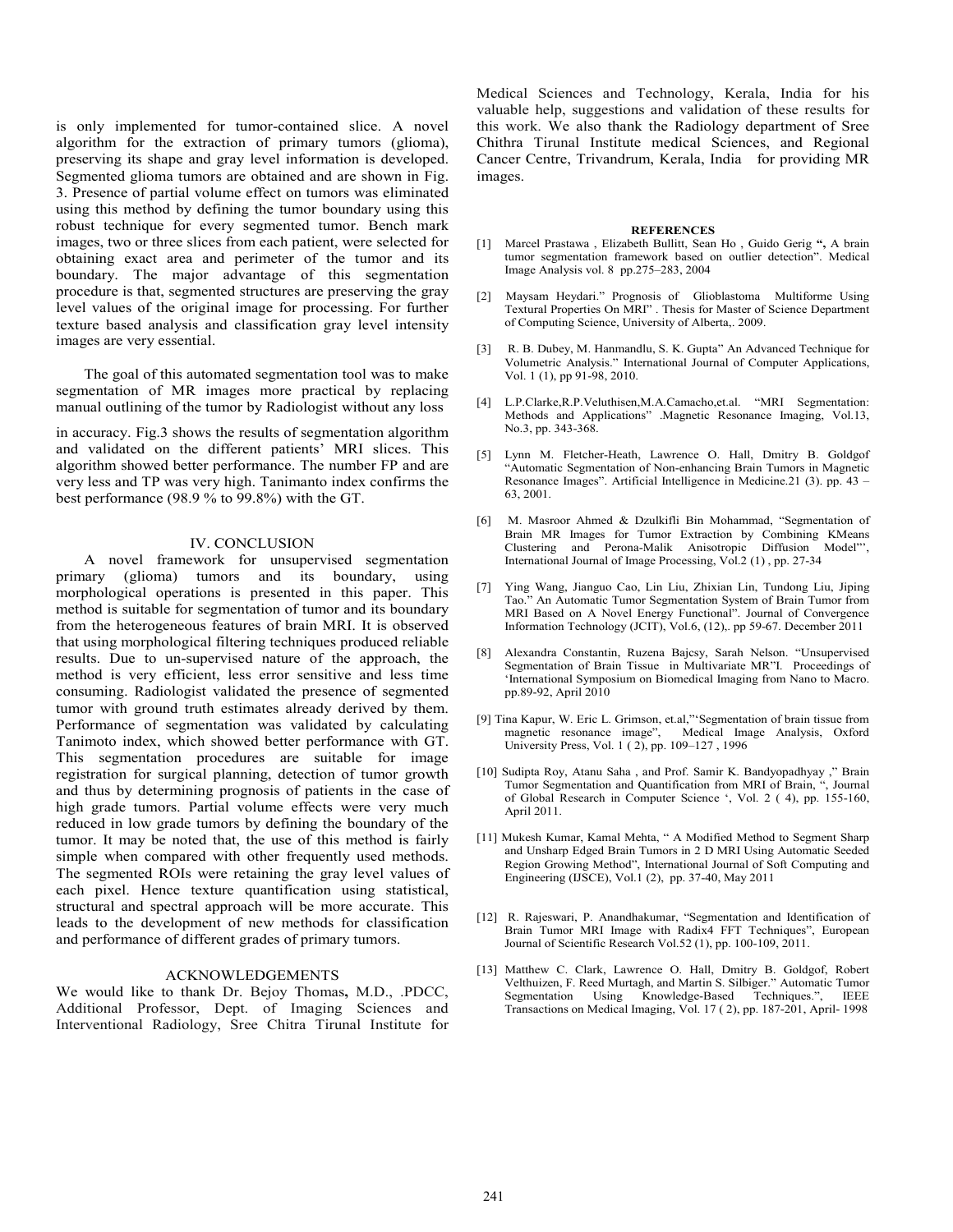is only implemented for tumor-contained slice. A novel algorithm for the extraction of primary tumors (glioma), preserving its shape and gray level information is developed. Segmented glioma tumors are obtained and are shown in Fig. 3. Presence of partial volume effect on tumors was eliminated using this method by defining the tumor boundary using this robust technique for every segmented tumor. Bench mark images, two or three slices from each patient, were selected for obtaining exact area and perimeter of the tumor and its boundary. The major advantage of this segmentation procedure is that, segmented structures are preserving the gray level values of the original image for processing. For further texture based analysis and classification gray level intensity images are very essential.

The goal of this automated segmentation tool was to make segmentation of MR images more practical by replacing manual outlining of the tumor by Radiologist without any loss in accuracy. Fig.3 shows the results of segmentation algorithm and validated on the different patients' MRI slices. This algorithm showed better performance. The number FP and are very less and TP was very high. Tanimanto index confirms the best performance (98.9 % to 99.8%) with the GT.

## IV. CONCLUSION

A novel framework for unsupervised segmentation primary (glioma) tumors and its boundary, using morphological operations is presented in this paper. This method is suitable for segmentation of tumor and its boundary from the heterogeneous features of brain MRI. It is observed that using morphological filtering techniques produced reliable results. Due to un-supervised nature of the approach, the method is very efficient, less error sensitive and less time consuming. Radiologist validated the presence of segmented tumor with ground truth estimates already derived by them. Performance of segmentation was validated by calculating Tanimoto index, which showed better performance with GT. This segmentation procedures are suitable for image registration for surgical planning, detection of tumor growth and thus by determining prognosis of patients in the case of high grade tumors. Partial volume effects were very much reduced in low grade tumors by defining the boundary of the tumor. It may be noted that, the use of this method is fairly simple when compared with other frequently used methods. The segmented ROIs were retaining the gray level values of each pixel. Hence texture quantification using statistical, structural and spectral approach will be more accurate. This leads to the development of new methods for classification and performance of different grades of primary tumors.

## ACKNOWLEDGEMENTS

We would like to thank Dr. Bejoy Thomas**,** M.D., .PDCC, Additional Professor, Dept. of Imaging Sciences and Interventional Radiology, Sree Chitra Tirunal Institute for Medical Sciences and Technology, Kerala, India for his valuable help, suggestions and validation of these results for this work. We also thank the Radiology department of Sree Chithra Tirunal Institute medical Sciences, and Regional Cancer Centre, Trivandrum, Kerala, India for providing MR images.

## REFERENCES

[1] Marcel Prastawa , Elizabeth Bullitt, Sean Ho , Guido Gerig **",** A brain tumor segmentation framework based on outlier detection". Medical Image Analysis vol. 8 pp.275–283, 2004

[2] Maysam Heydari." Prognosis of Glioblastoma Multiforme Using Textural Properties On MRI" . Thesis for Master of Science Department of Computing Science, University of Alberta,. 2009.

[3] R. B. Dubey, M. Hanmandlu, S. K. Gupta" An Advanced Technique for Volumetric Analysis." International Journal of Computer Applications, Vol. 1 (1), pp 91-98, 2010.

[4] L.P.Clarke,R.P.Veluthisen,M.A.Camacho,et.al. "MRI Segmentation: Methods and Applications" .Magnetic Resonance Imaging, Vol.13, No.3, pp. 343-368.

[5] Lynn M. Fletcher-Heath, Lawrence O. Hall, Dmitry B. Goldgof "Automatic Segmentation of Non-enhancing Brain Tumors in Magnetic Resonance Images". Artificial Intelligence in Medicine.21 (3). pp. 43 – 63, 2001.

[6] M. Masroor Ahmed & Dzulkifli Bin Mohammad, "Segmentation of Brain MR Images for Tumor Extraction by Combining KMeans Clustering and Perona-Malik Anisotropic Diffusion Model"', International Journal of Image Processing, Vol.2 (1) , pp. 27-34

[7] Ying Wang, Jianguo Cao, Lin Liu, Zhixian Lin, Tundong Liu, Jiping Tao." An Automatic Tumor Segmentation System of Brain Tumor from MRI Based on A Novel Energy Functional". Journal of Convergence Information Technology (JCIT), Vol.6, (12),. pp 59-67. December 2011

[8] Alexandra Constantin, Ruzena Bajcsy, Sarah Nelson. "Unsupervised Segmentation of Brain Tissue in Multivariate MR"I. Proceedings of 'International Symposium on Biomedical Imaging from Nano to Macro. pp.89-92, April 2010

[9] Tina Kapur, W. Eric L. Grimson, et.al,"'Segmentation of brain tissue from magnetic resonance image", Medical Image Analysis, Oxford University Press, Vol. 1 ( 2), pp. 109–127 , 1996

[10] Sudipta Roy, Atanu Saha , and Prof. Samir K. Bandyopadhyay ," Brain Tumor Segmentation and Quantification from MRI of Brain, ", Journal of Global Research in Computer Science ', Vol. 2 ( 4), pp. 155-160, April 2011.

[11] Mukesh Kumar, Kamal Mehta, " A Modified Method to Segment Sharp and Unsharp Edged Brain Tumors in 2 D MRI Using Automatic Seeded Region Growing Method", International Journal of Soft Computing and Engineering (IJSCE), Vol.1 (2), pp. 37-40, May 2011

[12] R. Rajeswari, P. Anandhakumar, "Segmentation and Identification of Brain Tumor MRI Image with Radix4 FFT Techniques", European Journal of Scientific Research Vol.52 (1), pp. 100-109, 2011.

[13] Matthew C. Clark, Lawrence O. Hall, Dmitry B. Goldgof, Robert Velthuizen, F. Reed Murtagh, and Martin S. Silbiger." Automatic Tumor Segmentation Using Knowledge-Based Techniques.", IEEE Transactions on Medical Imaging, Vol. 17 ( 2), pp. 187-201, April- 1998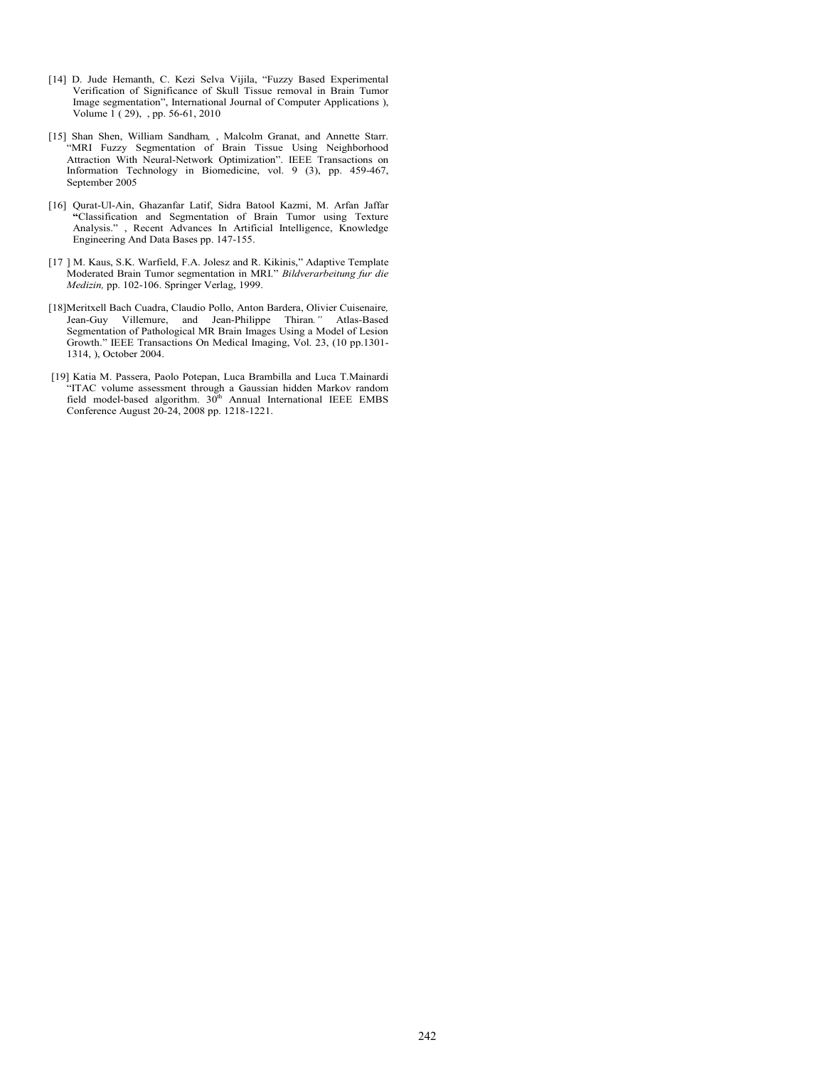[14] D. Jude Hemanth, C. Kezi Selva Vijila, "Fuzzy Based Experimental Verification of Significance of Skull Tissue removal in Brain Tumor Image segmentation", International Journal of Computer Applications ), Volume 1 ( 29), , pp. 56-61, 2010

[15] Shan Shen, William Sandham, , Malcolm Granat, and Annette Starr. "MRI Fuzzy Segmentation of Brain Tissue Using Neighborhood Attraction With Neural-Network Optimization". IEEE Transactions on Information Technology in Biomedicine, vol. 9 (3), pp. 459-467, September 2005

[16] Qurat-Ul-Ain, Ghazanfar Latif, Sidra Batool Kazmi, M. Arfan Jaffar **"**Classification and Segmentation of Brain Tumor using Texture Analysis." , Recent Advances In Artificial Intelligence, Knowledge Engineering And Data Bases pp. 147-155.

[17 ] M. Kaus, S.K. Warfield, F.A. Jolesz and R. Kikinis," Adaptive Template Moderated Brain Tumor segmentation in MRI." *Bildverarbeitung fur die Medizin,* pp. 102-106. Springer Verlag, 1999.

[18]Meritxell Bach Cuadra, Claudio Pollo, Anton Bardera, Olivier Cuisenaire*,* Jean-Guy Villemure, and Jean-Philippe Thiran*."* Atlas-Based Segmentation of Pathological MR Brain Images Using a Model of Lesion Growth." IEEE Transactions On Medical Imaging, Vol. 23, (10 pp.1301-1314, ), October 2004.

[19] Katia M. Passera, Paolo Potepan, Luca Brambilla and Luca T.Mainardi "ITAC volume assessment through a Gaussian hidden Markov random field model-based algorithm. 30th Annual International IEEE EMBS Conference August 20-24, 2008 pp. 1218-1221.